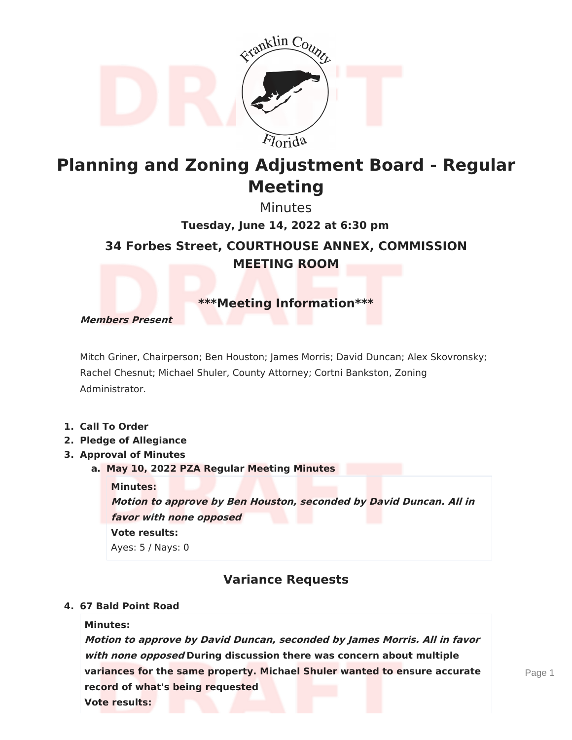# Planning and Zoning Adjustment Board - Regular Meeting

Minutes

**Tuesday, June 14, 2022 at 6:30 pm**

## 34 Forbes Street, COURTHOUSE ANNEX, COMMISSION MEETING ROOM

## \*\*\*Meeting Information\*\*\*

***Members Present***

Mitch Griner, Chairperson; Ben Houston; James Morris; David Duncan; Alex Skovronsky; Rachel Chesnut; Michael Shuler, County Attorney; Cortni Bankston, Zoning Administrator.

1. **Call To Order**
2. **Pledge of Allegiance**
3. **Approval of Minutes**
   a. **May 10, 2022 PZA Regular Meeting Minutes**

   **Minutes:**
   ***Motion to approve by Ben Houston, seconded by David Duncan. All in favor with none opposed***
   **Vote results:**
   Ayes: 5 / Nays: 0

## Variance Requests

4. **67 Bald Point Road**

   **Minutes:**
   ***Motion to approve by David Duncan, seconded by James Morris. All in favor with none opposed*** **During discussion there was concern about multiple variances for the same property. Michael Shuler wanted to ensure accurate record of what's being requested**
   **Vote results:**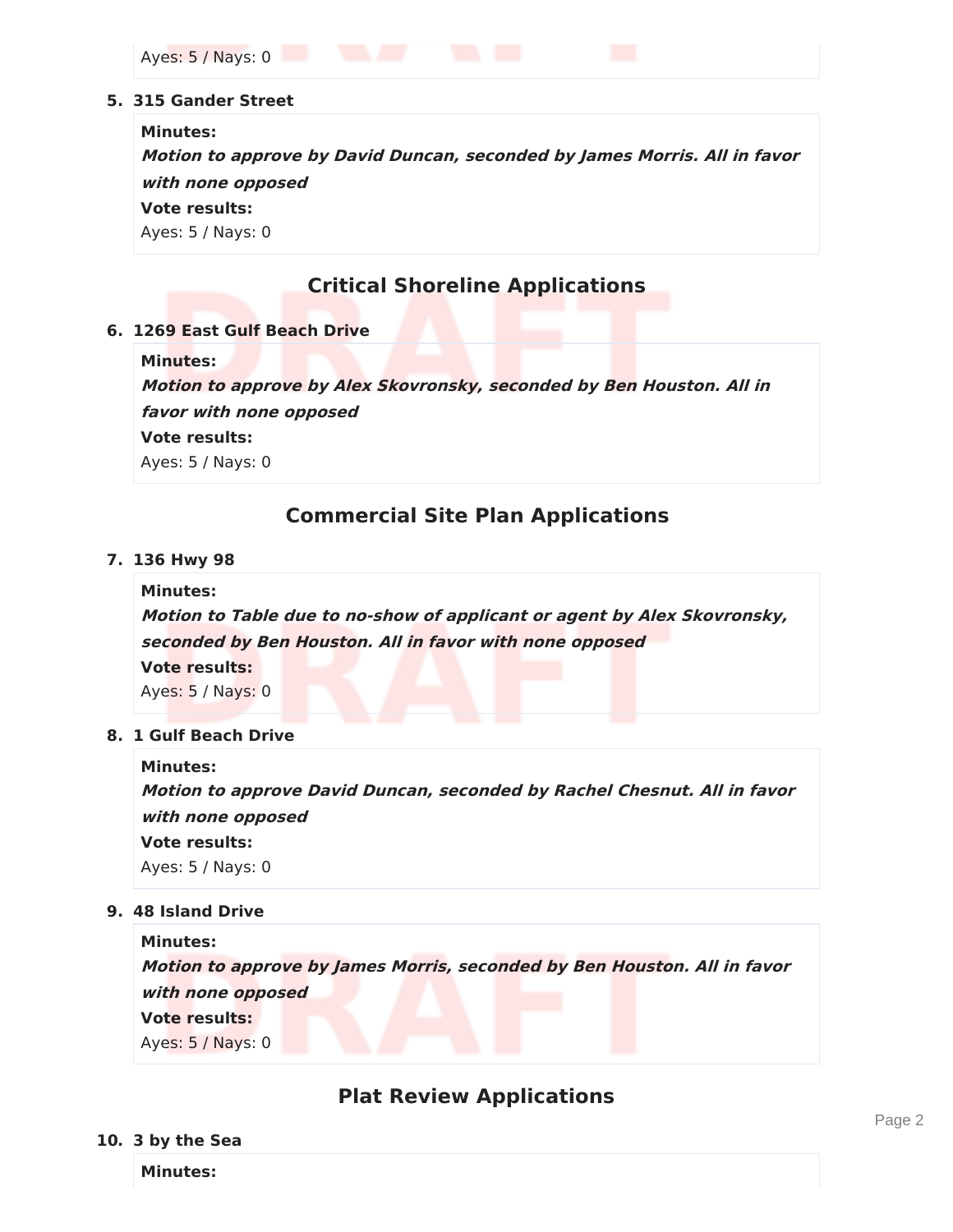Ayes: 5 / Nays: 0

5. **315 Gander Street**

   **Minutes:**
   ***Motion to approve by David Duncan, seconded by James Morris. All in favor with none opposed***
   **Vote results:**
   Ayes: 5 / Nays: 0

## Critical Shoreline Applications

6. **1269 East Gulf Beach Drive**

   **Minutes:**
   ***Motion to approve by Alex Skovronsky, seconded by Ben Houston. All in favor with none opposed***
   **Vote results:**
   Ayes: 5 / Nays: 0

## Commercial Site Plan Applications

7. **136 Hwy 98**

   **Minutes:**
   ***Motion to Table due to no-show of applicant or agent by Alex Skovronsky, seconded by Ben Houston. All in favor with none opposed***
   **Vote results:**
   Ayes: 5 / Nays: 0

8. **1 Gulf Beach Drive**

   **Minutes:**
   ***Motion to approve David Duncan, seconded by Rachel Chesnut. All in favor with none opposed***
   **Vote results:**
   Ayes: 5 / Nays: 0

9. **48 Island Drive**

   **Minutes:**
   ***Motion to approve by James Morris, seconded by Ben Houston. All in favor with none opposed***
   **Vote results:**
   Ayes: 5 / Nays: 0

## Plat Review Applications

10. **3 by the Sea**

    **Minutes:**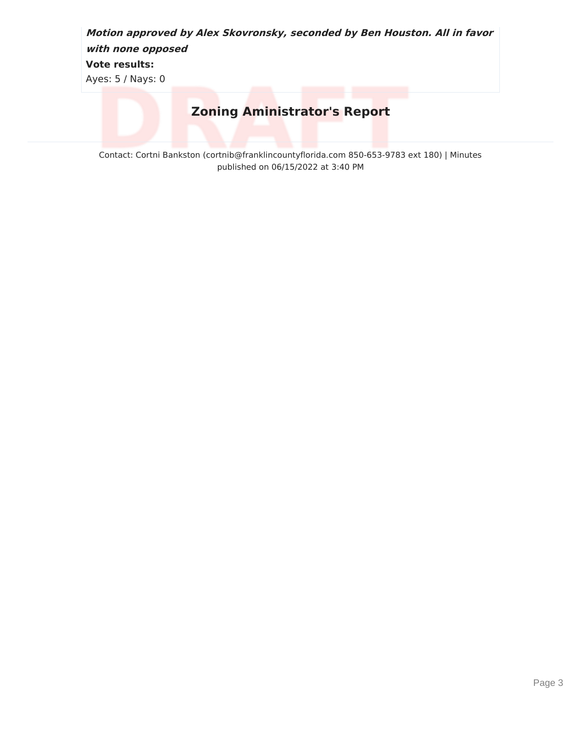***Motion approved by Alex Skovronsky, seconded by Ben Houston. All in favor with none opposed***

**Vote results:**

Ayes: 5 / Nays: 0

## Zoning Aministrator's Report

Contact: Cortni Bankston (cortnib@franklincountyflorida.com 850-653-9783 ext 180) | Minutes published on 06/15/2022 at 3:40 PM